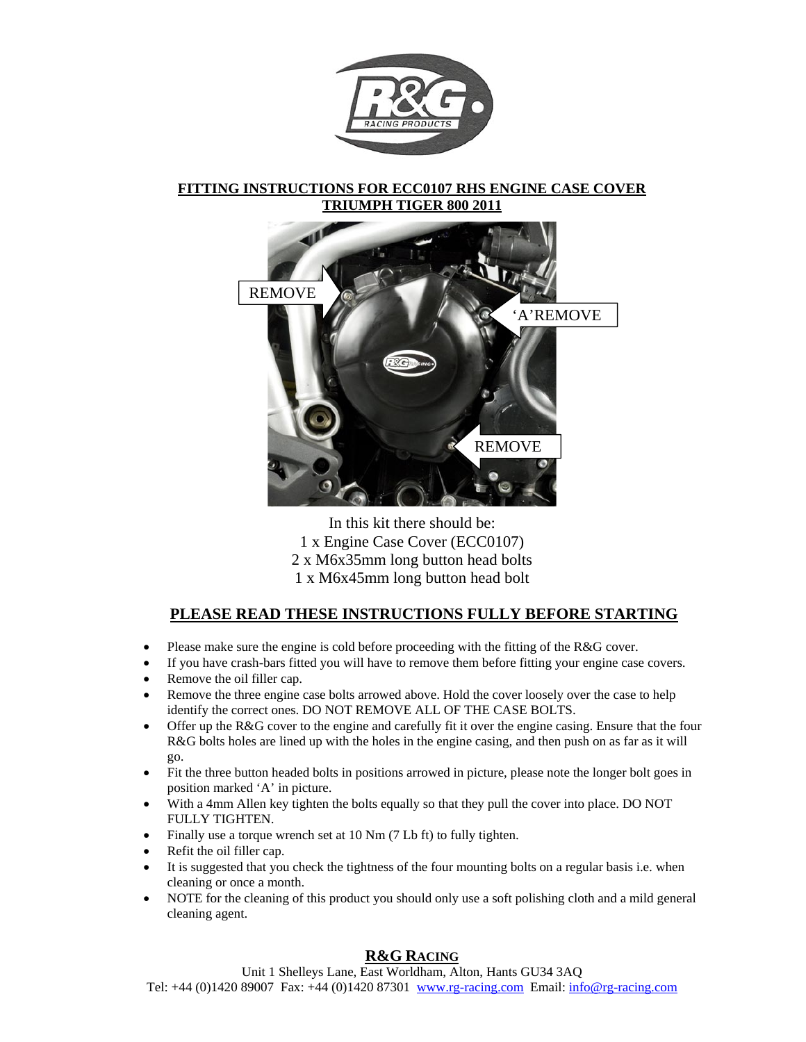# FITTING INSTRUCTIONS FOR ECC0107 RHS ENGINE CASE COVER TRIUMPH TIGER 800 2011

REMOVE

'A'REMOVE

REMOVE

In this kit there should be:
1 x Engine Case Cover (ECC0107)
2 x M6x35mm long button head bolts
1 x M6x45mm long button head bolt

## PLEASE READ THESE INSTRUCTIONS FULLY BEFORE STARTING

- Please make sure the engine is cold before proceeding with the fitting of the R&G cover.
- If you have crash-bars fitted you will have to remove them before fitting your engine case covers.
- Remove the oil filler cap.
- Remove the three engine case bolts arrowed above. Hold the cover loosely over the case to help identify the correct ones. DO NOT REMOVE ALL OF THE CASE BOLTS.
- Offer up the R&G cover to the engine and carefully fit it over the engine casing. Ensure that the four R&G bolts holes are lined up with the holes in the engine casing, and then push on as far as it will go.
- Fit the three button headed bolts in positions arrowed in picture, please note the longer bolt goes in position marked 'A' in picture.
- With a 4mm Allen key tighten the bolts equally so that they pull the cover into place. DO NOT FULLY TIGHTEN.
- Finally use a torque wrench set at 10 Nm (7 Lb ft) to fully tighten.
- Refit the oil filler cap.
- It is suggested that you check the tightness of the four mounting bolts on a regular basis i.e. when cleaning or once a month.
- NOTE for the cleaning of this product you should only use a soft polishing cloth and a mild general cleaning agent.

**R&G RACING**

Unit 1 Shelleys Lane, East Worldham, Alton, Hants GU34 3AQ
Tel: +44 (0)1420 89007 Fax: +44 (0)1420 87301 www.rg-racing.com Email: info@rg-racing.com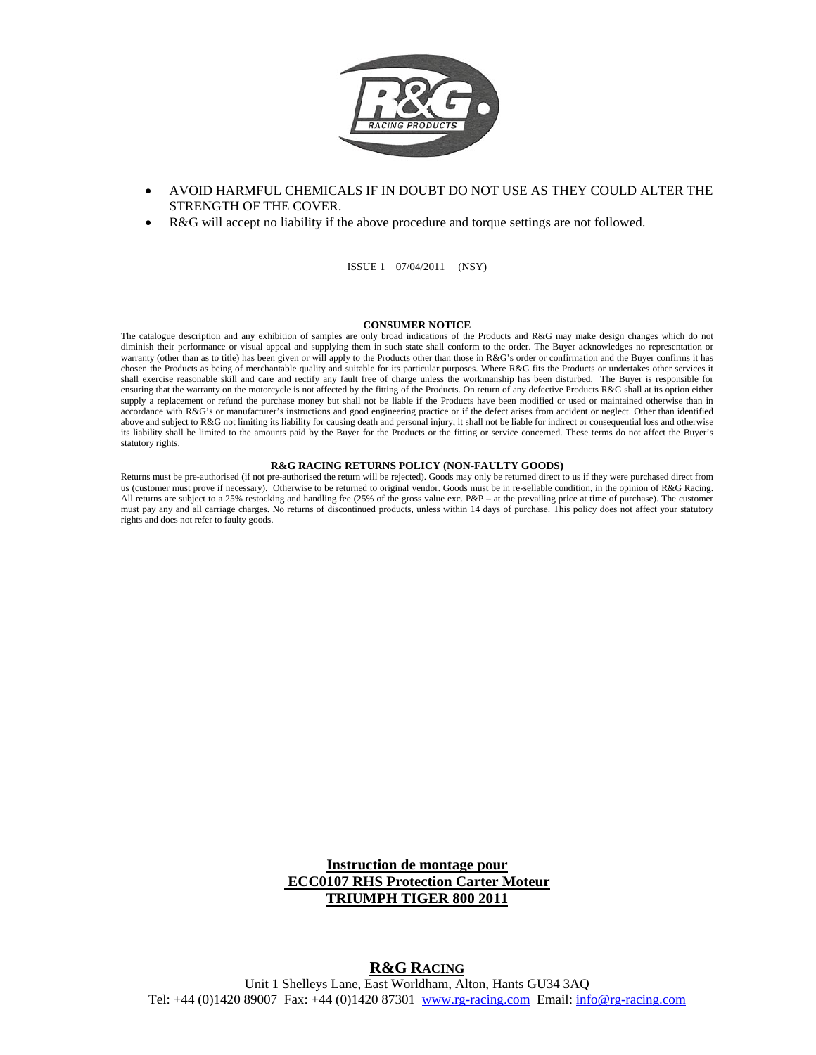- AVOID HARMFUL CHEMICALS IF IN DOUBT DO NOT USE AS THEY COULD ALTER THE STRENGTH OF THE COVER.
- R&G will accept no liability if the above procedure and torque settings are not followed.

ISSUE 1 07/04/2011 (NSY)

**CONSUMER NOTICE**

The catalogue description and any exhibition of samples are only broad indications of the Products and R&G may make design changes which do not diminish their performance or visual appeal and supplying them in such state shall conform to the order. The Buyer acknowledges no representation or warranty (other than as to title) has been given or will apply to the Products other than those in R&G's order or confirmation and the Buyer confirms it has chosen the Products as being of merchantable quality and suitable for its particular purposes. Where R&G fits the Products or undertakes other services it shall exercise reasonable skill and care and rectify any fault free of charge unless the workmanship has been disturbed. The Buyer is responsible for ensuring that the warranty on the motorcycle is not affected by the fitting of the Products. On return of any defective Products R&G shall at its option either supply a replacement or refund the purchase money but shall not be liable if the Products have been modified or used or maintained otherwise than in accordance with R&G's or manufacturer's instructions and good engineering practice or if the defect arises from accident or neglect. Other than identified above and subject to R&G not limiting its liability for causing death and personal injury, it shall not be liable for indirect or consequential loss and otherwise its liability shall be limited to the amounts paid by the Buyer for the Products or the fitting or service concerned. These terms do not affect the Buyer's statutory rights.

**R&G RACING RETURNS POLICY (NON-FAULTY GOODS)**

Returns must be pre-authorised (if not pre-authorised the return will be rejected). Goods may only be returned direct to us if they were purchased direct from us (customer must prove if necessary). Otherwise to be returned to original vendor. Goods must be in re-sellable condition, in the opinion of R&G Racing. All returns are subject to a 25% restocking and handling fee (25% of the gross value exc. P&P – at the prevailing price at time of purchase). The customer must pay any and all carriage charges. No returns of discontinued products, unless within 14 days of purchase. This policy does not affect your statutory rights and does not refer to faulty goods.

**Instruction de montage pour**
**ECC0107 RHS Protection Carter Moteur**
**TRIUMPH TIGER 800 2011**

**R&G RACING**
Unit 1 Shelleys Lane, East Worldham, Alton, Hants GU34 3AQ
Tel: +44 (0)1420 89007 Fax: +44 (0)1420 87301 www.rg-racing.com Email: info@rg-racing.com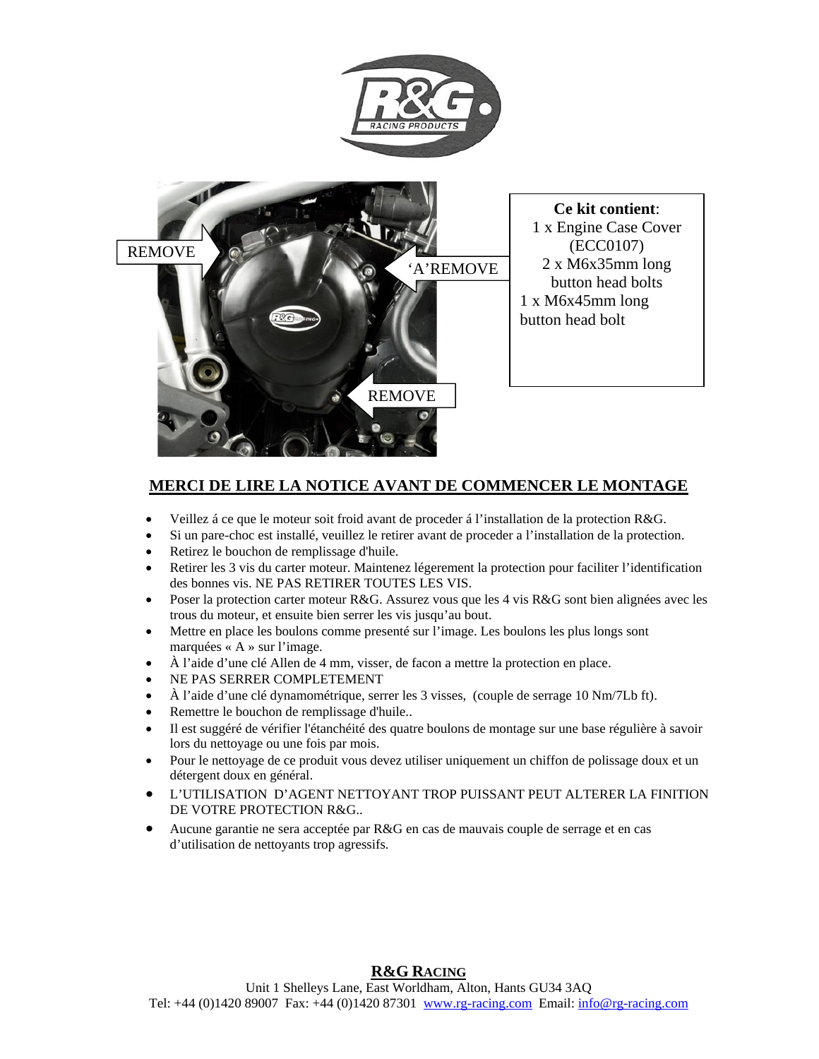**Ce kit contient**:
1 x Engine Case Cover (ECC0107)
2 x M6x35mm long button head bolts
1 x M6x45mm long button head bolt

REMOVE

'A'REMOVE

REMOVE

## MERCI DE LIRE LA NOTICE AVANT DE COMMENCER LE MONTAGE

- Veillez á ce que le moteur soit froid avant de proceder á l'installation de la protection R&G.
- Si un pare-choc est installé, veuillez le retirer avant de proceder a l'installation de la protection.
- Retirez le bouchon de remplissage d'huile.
- Retirer les 3 vis du carter moteur. Maintenez légerement la protection pour faciliter l'identification des bonnes vis. NE PAS RETIRER TOUTES LES VIS.
- Poser la protection carter moteur R&G. Assurez vous que les 4 vis R&G sont bien alignées avec les trous du moteur, et ensuite bien serrer les vis jusqu'au bout.
- Mettre en place les boulons comme presenté sur l'image. Les boulons les plus longs sont marquées « A » sur l'image.
- À l'aide d'une clé Allen de 4 mm, visser, de facon a mettre la protection en place.
- NE PAS SERRER COMPLETEMENT
- À l'aide d'une clé dynamométrique, serrer les 3 visses, (couple de serrage 10 Nm/7Lb ft).
- Remettre le bouchon de remplissage d'huile..
- Il est suggéré de vérifier l'étanchéité des quatre boulons de montage sur une base régulière à savoir lors du nettoyage ou une fois par mois.
- Pour le nettoyage de ce produit vous devez utiliser uniquement un chiffon de polissage doux et un détergent doux en général.
- L'UTILISATION D'AGENT NETTOYANT TROP PUISSANT PEUT ALTERER LA FINITION DE VOTRE PROTECTION R&G..
- Aucune garantie ne sera acceptée par R&G en cas de mauvais couple de serrage et en cas d'utilisation de nettoyants trop agressifs.

**R&G RACING**
Unit 1 Shelleys Lane, East Worldham, Alton, Hants GU34 3AQ
Tel: +44 (0)1420 89007 Fax: +44 (0)1420 87301 www.rg-racing.com Email: info@rg-racing.com